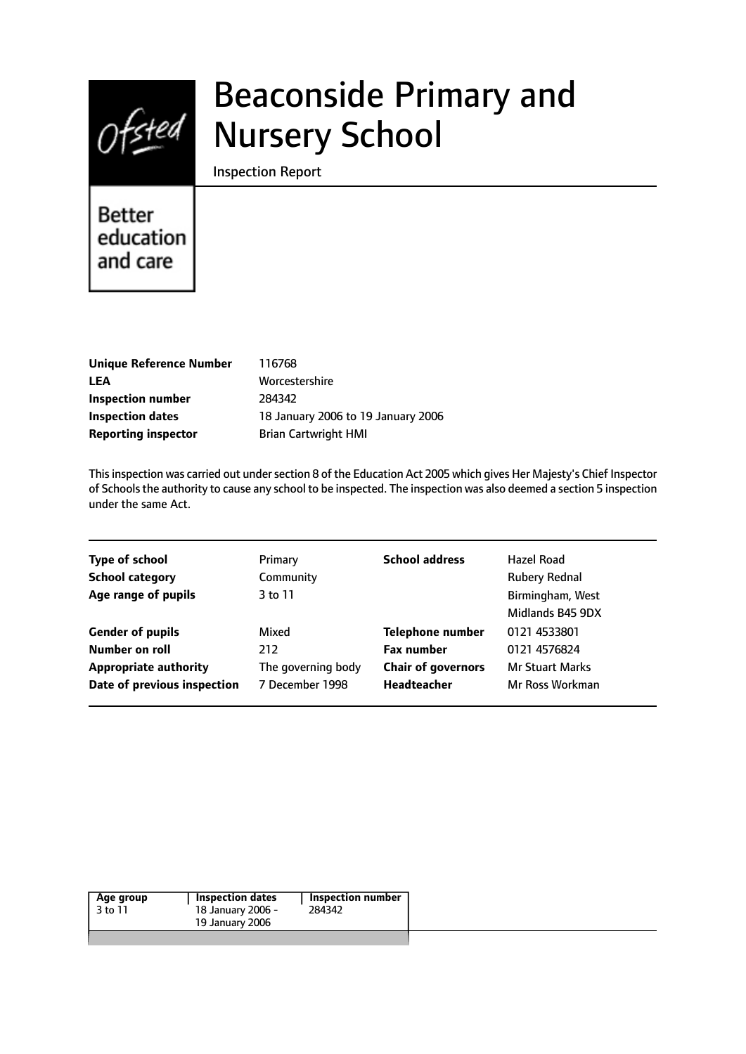# Beaconside Primary and Nursery School

Inspection Report

Ofsted

Better education and care

| | |
|---|---|
| **Unique Reference Number** | 116768 |
| **LEA** | Worcestershire |
| **Inspection number** | 284342 |
| **Inspection dates** | 18 January 2006 to 19 January 2006 |
| **Reporting inspector** | Brian Cartwright HMI |

This inspection was carried out under section 8 of the Education Act 2005 which gives Her Majesty's Chief Inspector of Schools the authority to cause any school to be inspected. The inspection was also deemed a section 5 inspection under the same Act.

| | | | |
|---|---|---|---|
| **Type of school** | Primary | **School address** | Hazel Road |
| **School category** | Community | | Rubery Rednal |
| **Age range of pupils** | 3 to 11 | | Birmingham, West Midlands B45 9DX |
| **Gender of pupils** | Mixed | **Telephone number** | 0121 4533801 |
| **Number on roll** | 212 | **Fax number** | 0121 4576824 |
| **Appropriate authority** | The governing body | **Chair of governors** | Mr Stuart Marks |
| **Date of previous inspection** | 7 December 1998 | **Headteacher** | Mr Ross Workman |

| Age group | Inspection dates | Inspection number |
|---|---|---|
| 3 to 11 | 18 January 2006 - 19 January 2006 | 284342 |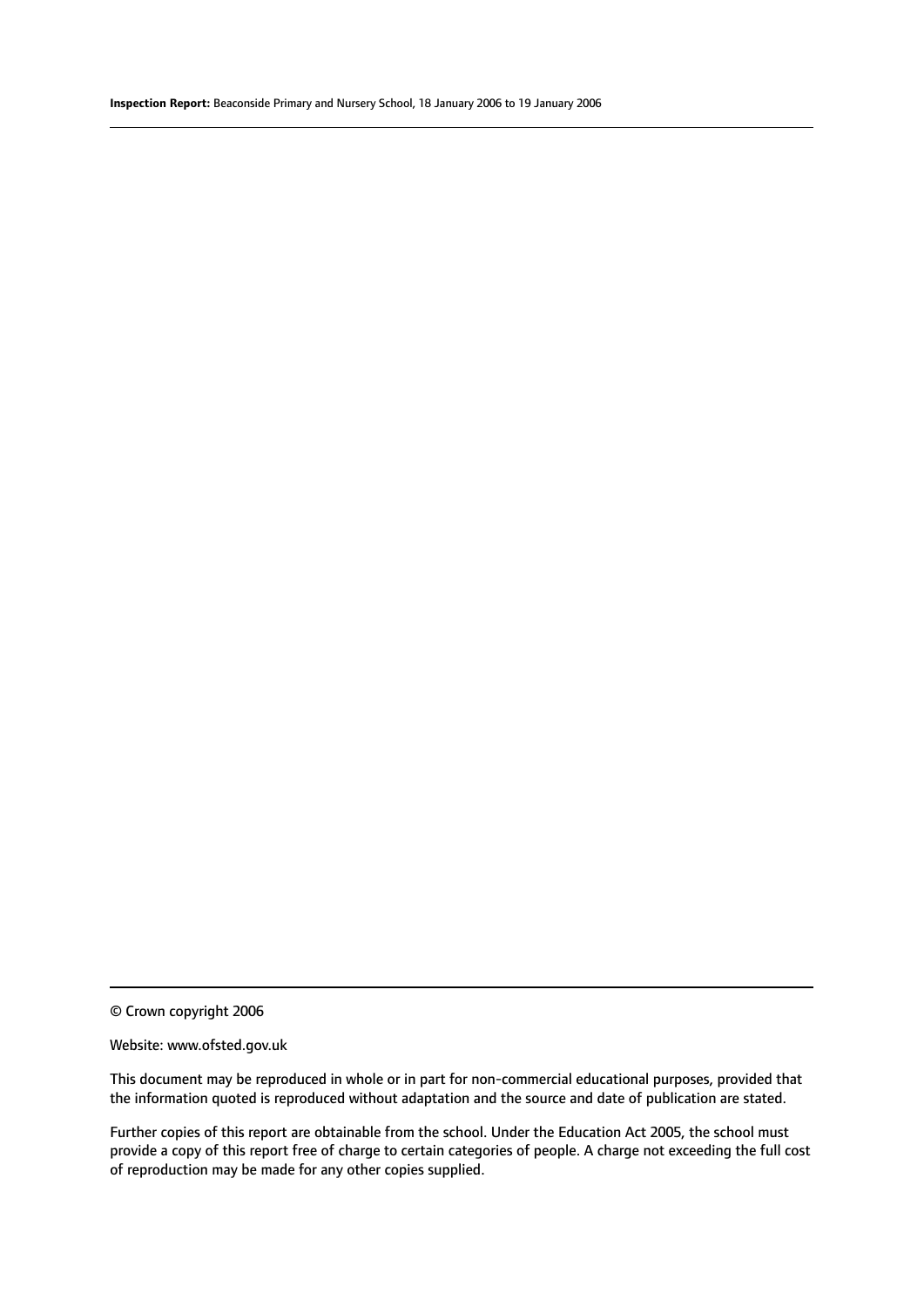© Crown copyright 2006

Website: www.ofsted.gov.uk

This document may be reproduced in whole or in part for non-commercial educational purposes, provided that the information quoted is reproduced without adaptation and the source and date of publication are stated.

Further copies of this report are obtainable from the school. Under the Education Act 2005, the school must provide a copy of this report free of charge to certain categories of people. A charge not exceeding the full cost of reproduction may be made for any other copies supplied.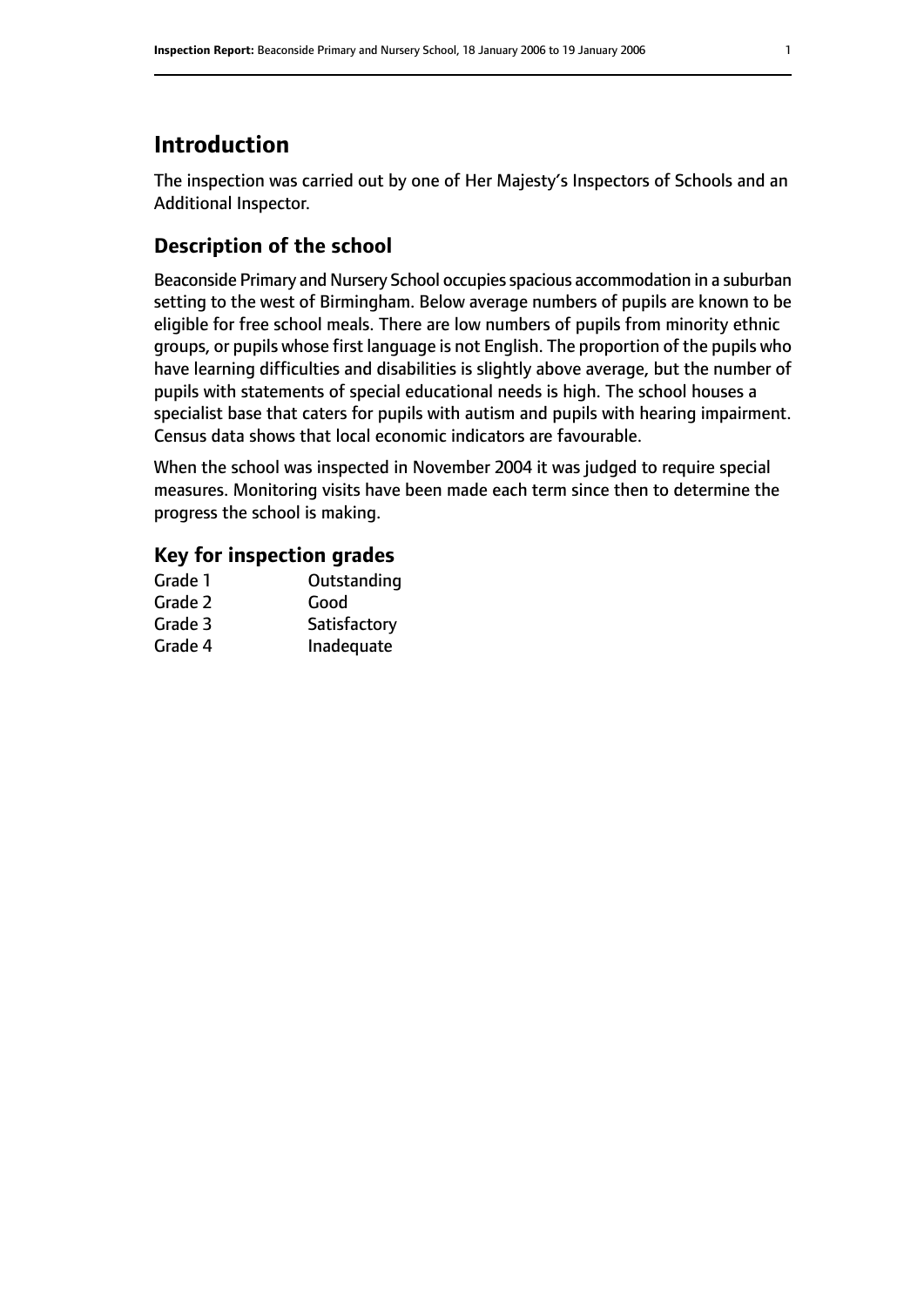# Introduction

The inspection was carried out by one of Her Majesty's Inspectors of Schools and an Additional Inspector.

## Description of the school

Beaconside Primary and Nursery School occupies spacious accommodation in a suburban setting to the west of Birmingham. Below average numbers of pupils are known to be eligible for free school meals. There are low numbers of pupils from minority ethnic groups, or pupils whose first language is not English. The proportion of the pupils who have learning difficulties and disabilities is slightly above average, but the number of pupils with statements of special educational needs is high. The school houses a specialist base that caters for pupils with autism and pupils with hearing impairment. Census data shows that local economic indicators are favourable.

When the school was inspected in November 2004 it was judged to require special measures. Monitoring visits have been made each term since then to determine the progress the school is making.

### Key for inspection grades

| | |
|---|---|
| Grade 1 | Outstanding |
| Grade 2 | Good |
| Grade 3 | Satisfactory |
| Grade 4 | Inadequate |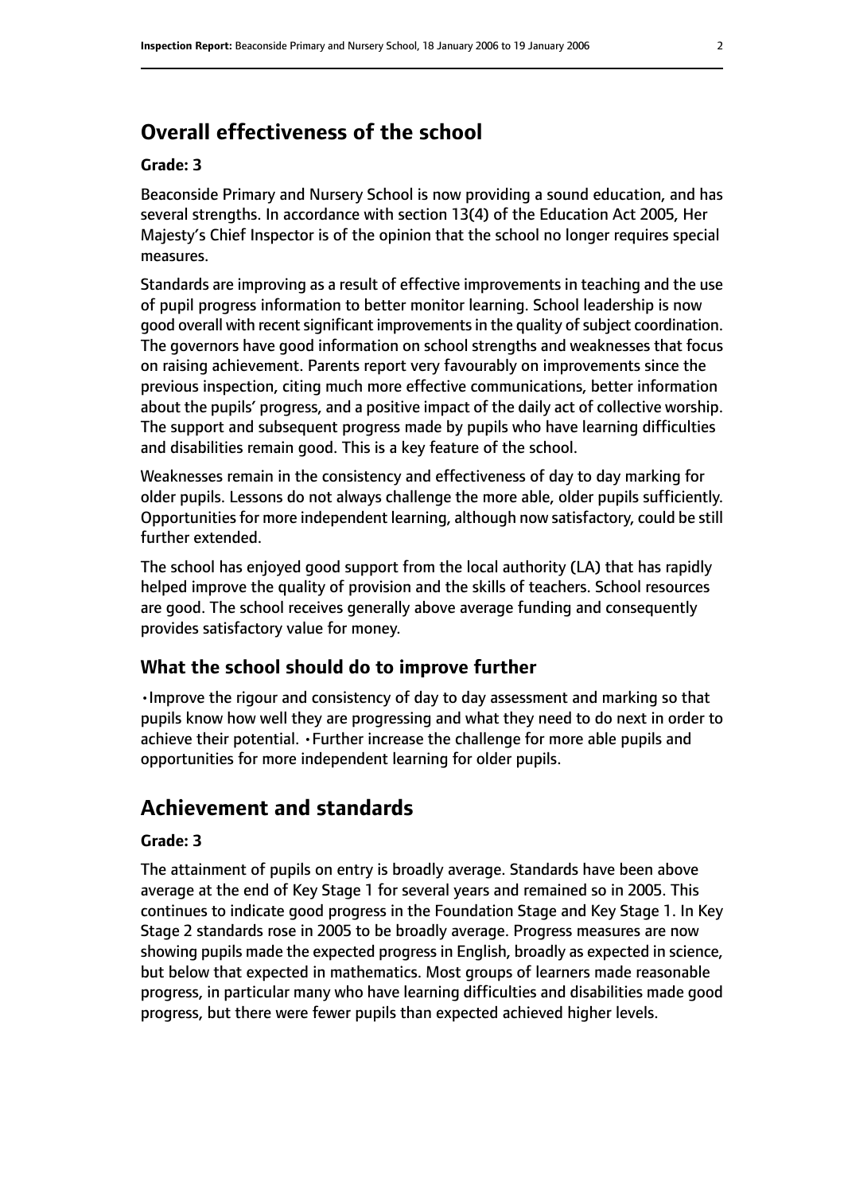## Overall effectiveness of the school

### Grade: 3

Beaconside Primary and Nursery School is now providing a sound education, and has several strengths. In accordance with section 13(4) of the Education Act 2005, Her Majesty's Chief Inspector is of the opinion that the school no longer requires special measures.

Standards are improving as a result of effective improvements in teaching and the use of pupil progress information to better monitor learning. School leadership is now good overall with recent significant improvements in the quality of subject coordination. The governors have good information on school strengths and weaknesses that focus on raising achievement. Parents report very favourably on improvements since the previous inspection, citing much more effective communications, better information about the pupils' progress, and a positive impact of the daily act of collective worship. The support and subsequent progress made by pupils who have learning difficulties and disabilities remain good. This is a key feature of the school.

Weaknesses remain in the consistency and effectiveness of day to day marking for older pupils. Lessons do not always challenge the more able, older pupils sufficiently. Opportunities for more independent learning, although now satisfactory, could be still further extended.

The school has enjoyed good support from the local authority (LA) that has rapidly helped improve the quality of provision and the skills of teachers. School resources are good. The school receives generally above average funding and consequently provides satisfactory value for money.

### What the school should do to improve further

- Improve the rigour and consistency of day to day assessment and marking so that pupils know how well they are progressing and what they need to do next in order to achieve their potential.
- Further increase the challenge for more able pupils and opportunities for more independent learning for older pupils.

## Achievement and standards

### Grade: 3

The attainment of pupils on entry is broadly average. Standards have been above average at the end of Key Stage 1 for several years and remained so in 2005. This continues to indicate good progress in the Foundation Stage and Key Stage 1. In Key Stage 2 standards rose in 2005 to be broadly average. Progress measures are now showing pupils made the expected progress in English, broadly as expected in science, but below that expected in mathematics. Most groups of learners made reasonable progress, in particular many who have learning difficulties and disabilities made good progress, but there were fewer pupils than expected achieved higher levels.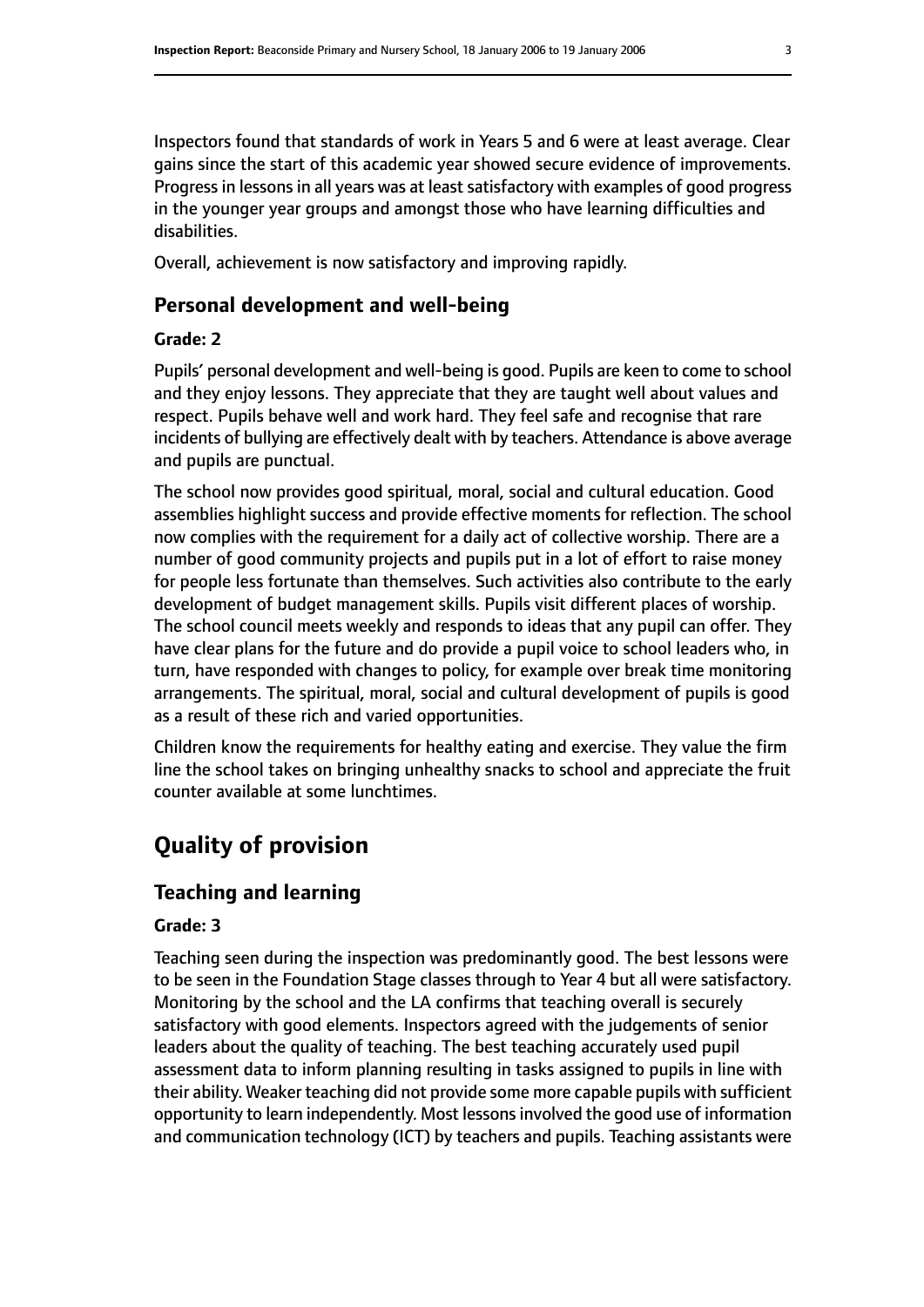Inspectors found that standards of work in Years 5 and 6 were at least average. Clear gains since the start of this academic year showed secure evidence of improvements. Progress in lessons in all years was at least satisfactory with examples of good progress in the younger year groups and amongst those who have learning difficulties and disabilities.

Overall, achievement is now satisfactory and improving rapidly.

### Personal development and well-being

#### Grade: 2

Pupils' personal development and well-being is good. Pupils are keen to come to school and they enjoy lessons. They appreciate that they are taught well about values and respect. Pupils behave well and work hard. They feel safe and recognise that rare incidents of bullying are effectively dealt with by teachers. Attendance is above average and pupils are punctual.

The school now provides good spiritual, moral, social and cultural education. Good assemblies highlight success and provide effective moments for reflection. The school now complies with the requirement for a daily act of collective worship. There are a number of good community projects and pupils put in a lot of effort to raise money for people less fortunate than themselves. Such activities also contribute to the early development of budget management skills. Pupils visit different places of worship. The school council meets weekly and responds to ideas that any pupil can offer. They have clear plans for the future and do provide a pupil voice to school leaders who, in turn, have responded with changes to policy, for example over break time monitoring arrangements. The spiritual, moral, social and cultural development of pupils is good as a result of these rich and varied opportunities.

Children know the requirements for healthy eating and exercise. They value the firm line the school takes on bringing unhealthy snacks to school and appreciate the fruit counter available at some lunchtimes.

## Quality of provision

### Teaching and learning

#### Grade: 3

Teaching seen during the inspection was predominantly good. The best lessons were to be seen in the Foundation Stage classes through to Year 4 but all were satisfactory. Monitoring by the school and the LA confirms that teaching overall is securely satisfactory with good elements. Inspectors agreed with the judgements of senior leaders about the quality of teaching. The best teaching accurately used pupil assessment data to inform planning resulting in tasks assigned to pupils in line with their ability. Weaker teaching did not provide some more capable pupils with sufficient opportunity to learn independently. Most lessons involved the good use of information and communication technology (ICT) by teachers and pupils. Teaching assistants were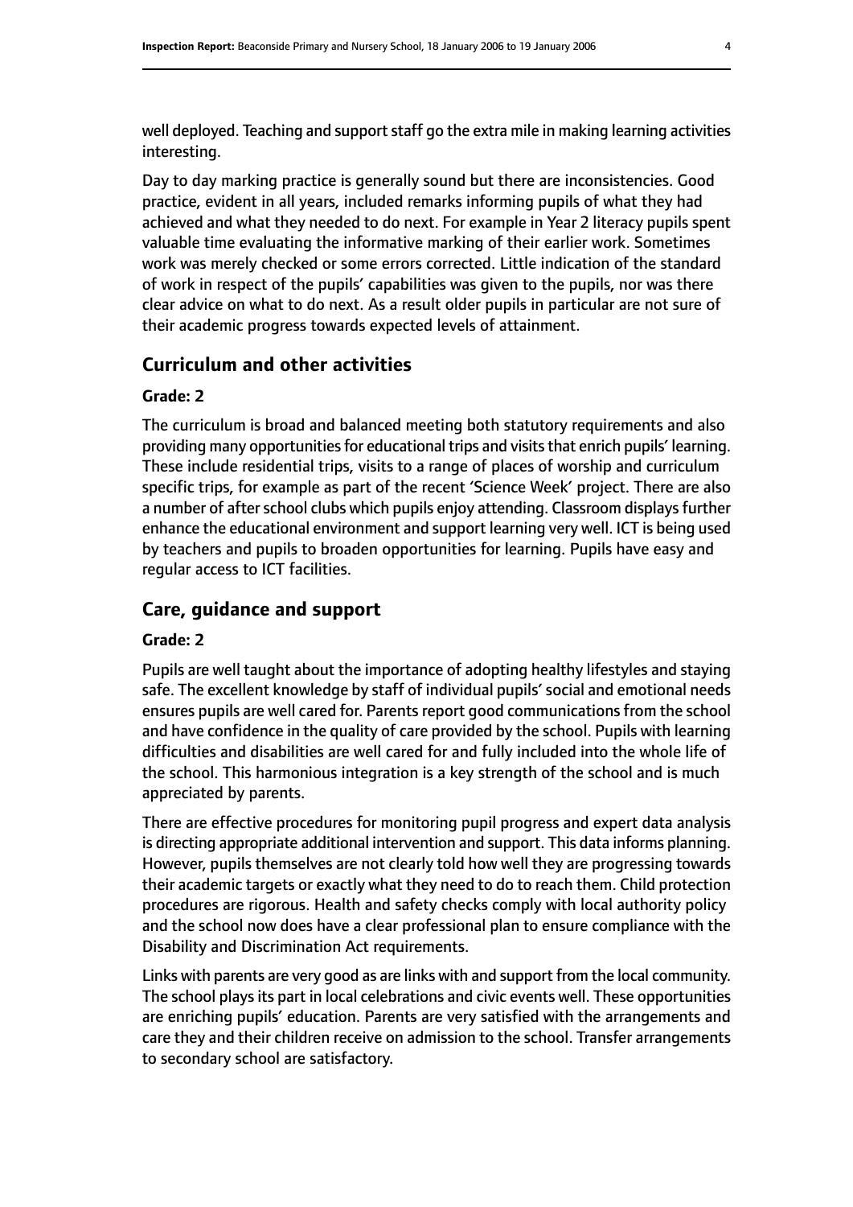well deployed. Teaching and support staff go the extra mile in making learning activities interesting.

Day to day marking practice is generally sound but there are inconsistencies. Good practice, evident in all years, included remarks informing pupils of what they had achieved and what they needed to do next. For example in Year 2 literacy pupils spent valuable time evaluating the informative marking of their earlier work. Sometimes work was merely checked or some errors corrected. Little indication of the standard of work in respect of the pupils' capabilities was given to the pupils, nor was there clear advice on what to do next. As a result older pupils in particular are not sure of their academic progress towards expected levels of attainment.

## Curriculum and other activities

### Grade: 2

The curriculum is broad and balanced meeting both statutory requirements and also providing many opportunities for educational trips and visits that enrich pupils' learning. These include residential trips, visits to a range of places of worship and curriculum specific trips, for example as part of the recent 'Science Week' project. There are also a number of after school clubs which pupils enjoy attending. Classroom displays further enhance the educational environment and support learning very well. ICT is being used by teachers and pupils to broaden opportunities for learning. Pupils have easy and regular access to ICT facilities.

## Care, guidance and support

### Grade: 2

Pupils are well taught about the importance of adopting healthy lifestyles and staying safe. The excellent knowledge by staff of individual pupils' social and emotional needs ensures pupils are well cared for. Parents report good communications from the school and have confidence in the quality of care provided by the school. Pupils with learning difficulties and disabilities are well cared for and fully included into the whole life of the school. This harmonious integration is a key strength of the school and is much appreciated by parents.

There are effective procedures for monitoring pupil progress and expert data analysis is directing appropriate additional intervention and support. This data informs planning. However, pupils themselves are not clearly told how well they are progressing towards their academic targets or exactly what they need to do to reach them. Child protection procedures are rigorous. Health and safety checks comply with local authority policy and the school now does have a clear professional plan to ensure compliance with the Disability and Discrimination Act requirements.

Links with parents are very good as are links with and support from the local community. The school plays its part in local celebrations and civic events well. These opportunities are enriching pupils' education. Parents are very satisfied with the arrangements and care they and their children receive on admission to the school. Transfer arrangements to secondary school are satisfactory.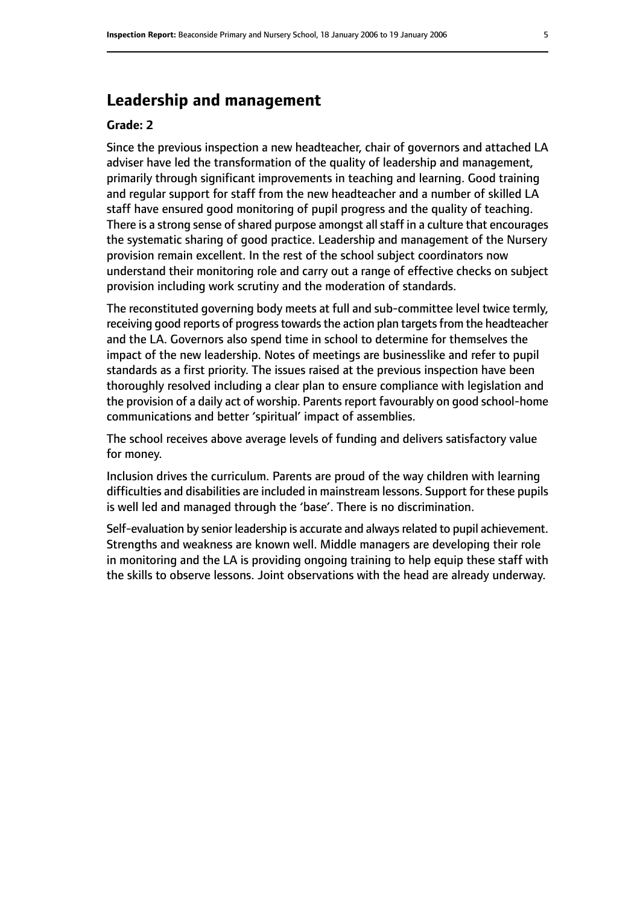## Leadership and management

**Grade: 2**

Since the previous inspection a new headteacher, chair of governors and attached LA adviser have led the transformation of the quality of leadership and management, primarily through significant improvements in teaching and learning. Good training and regular support for staff from the new headteacher and a number of skilled LA staff have ensured good monitoring of pupil progress and the quality of teaching. There is a strong sense of shared purpose amongst all staff in a culture that encourages the systematic sharing of good practice. Leadership and management of the Nursery provision remain excellent. In the rest of the school subject coordinators now understand their monitoring role and carry out a range of effective checks on subject provision including work scrutiny and the moderation of standards.

The reconstituted governing body meets at full and sub-committee level twice termly, receiving good reports of progress towards the action plan targets from the headteacher and the LA. Governors also spend time in school to determine for themselves the impact of the new leadership. Notes of meetings are businesslike and refer to pupil standards as a first priority. The issues raised at the previous inspection have been thoroughly resolved including a clear plan to ensure compliance with legislation and the provision of a daily act of worship. Parents report favourably on good school-home communications and better 'spiritual' impact of assemblies.

The school receives above average levels of funding and delivers satisfactory value for money.

Inclusion drives the curriculum. Parents are proud of the way children with learning difficulties and disabilities are included in mainstream lessons. Support for these pupils is well led and managed through the 'base'. There is no discrimination.

Self-evaluation by senior leadership is accurate and always related to pupil achievement. Strengths and weakness are known well. Middle managers are developing their role in monitoring and the LA is providing ongoing training to help equip these staff with the skills to observe lessons. Joint observations with the head are already underway.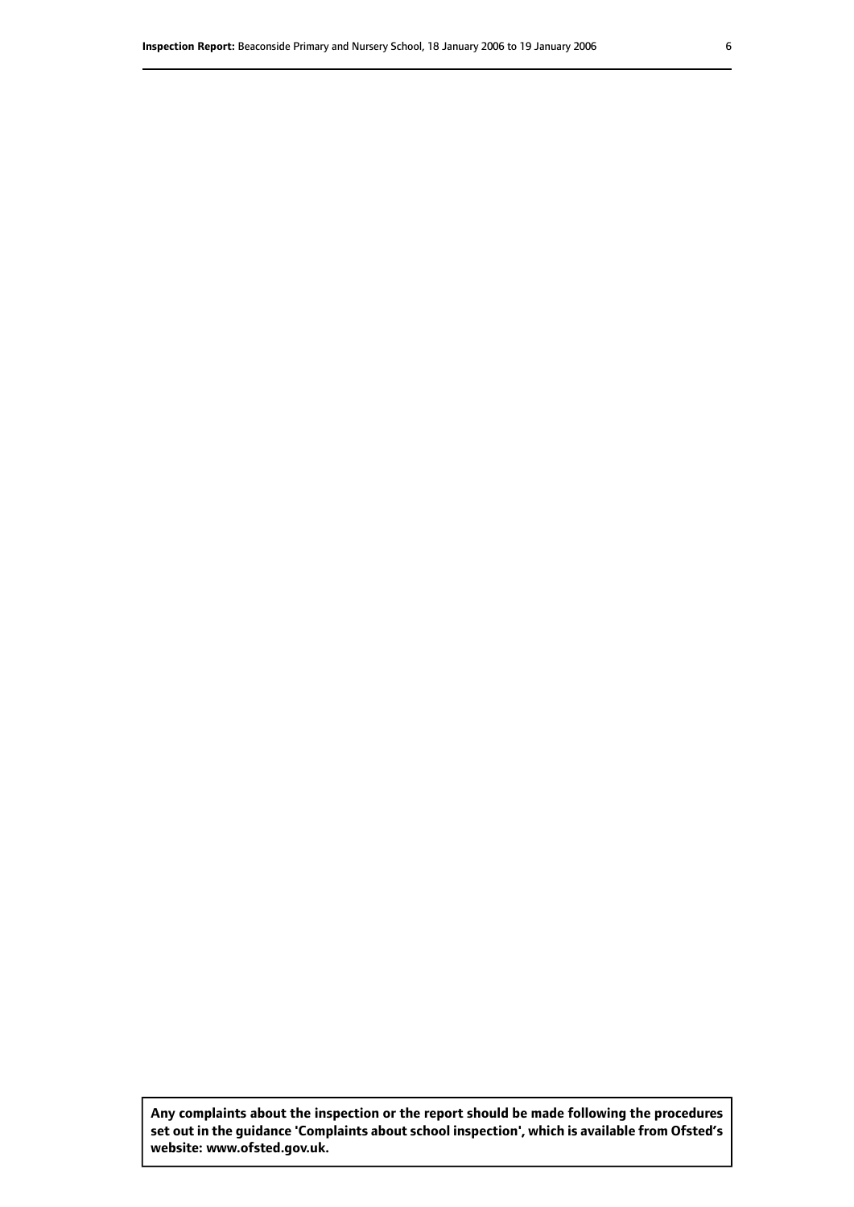**Any complaints about the inspection or the report should be made following the procedures set out in the guidance 'Complaints about school inspection', which is available from Ofsted's website: www.ofsted.gov.uk.**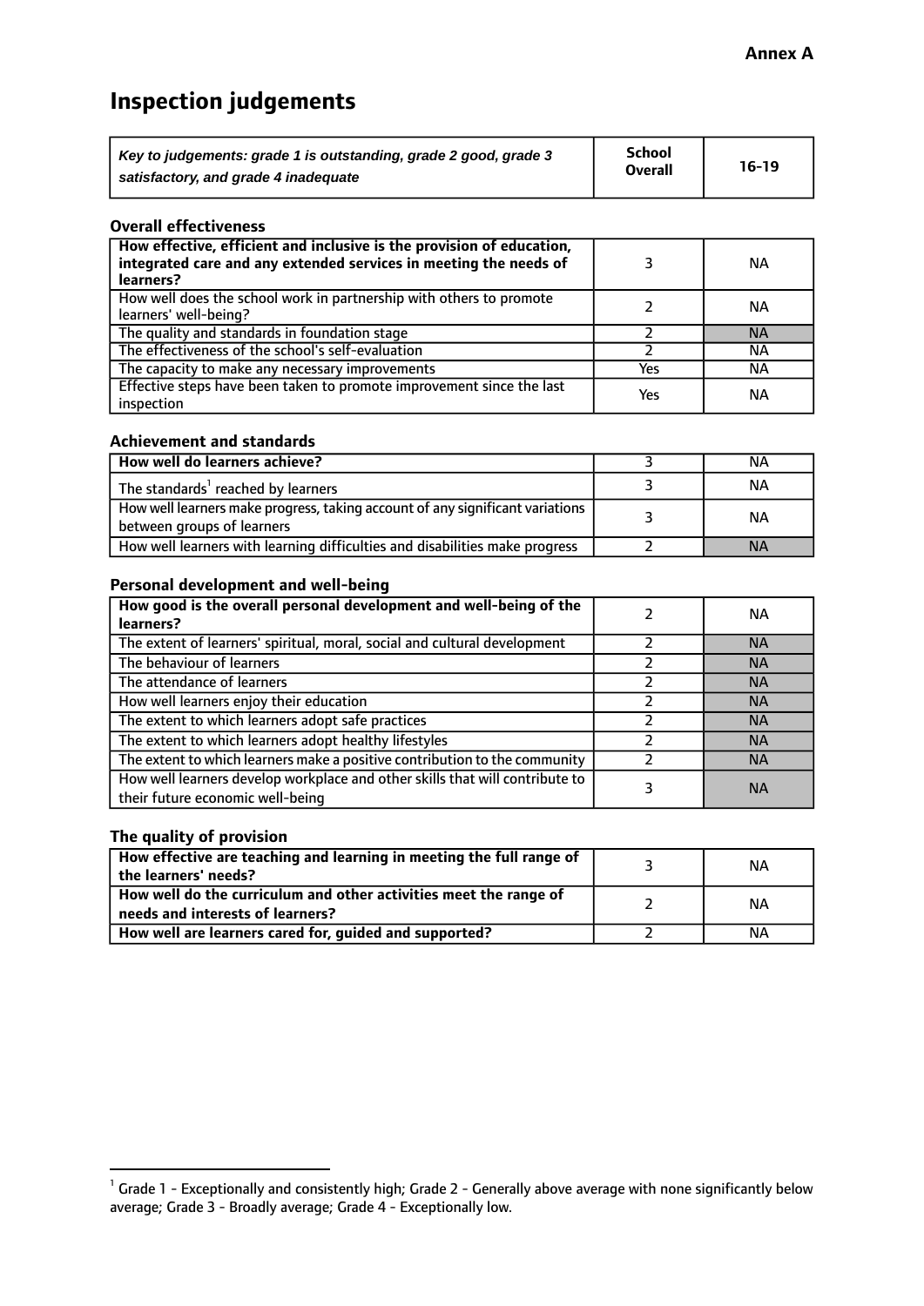**Annex A**

# Inspection judgements

| *Key to judgements: grade 1 is outstanding, grade 2 good, grade 3 satisfactory, and grade 4 inadequate* | School Overall | 16-19 |
|---|---|---|

### Overall effectiveness

| | | |
|---|---|---|
| **How effective, efficient and inclusive is the provision of education, integrated care and any extended services in meeting the needs of learners?** | 3 | NA |
| How well does the school work in partnership with others to promote learners' well-being? | 2 | NA |
| The quality and standards in foundation stage | 2 | NA |
| The effectiveness of the school's self-evaluation | 2 | NA |
| The capacity to make any necessary improvements | Yes | NA |
| Effective steps have been taken to promote improvement since the last inspection | Yes | NA |

### Achievement and standards

| | | |
|---|---|---|
| **How well do learners achieve?** | 3 | NA |
| The standards[1] reached by learners | 3 | NA |
| How well learners make progress, taking account of any significant variations between groups of learners | 3 | NA |
| How well learners with learning difficulties and disabilities make progress | 2 | NA |

### Personal development and well-being

| | | |
|---|---|---|
| **How good is the overall personal development and well-being of the learners?** | 2 | NA |
| The extent of learners' spiritual, moral, social and cultural development | 2 | NA |
| The behaviour of learners | 2 | NA |
| The attendance of learners | 2 | NA |
| How well learners enjoy their education | 2 | NA |
| The extent to which learners adopt safe practices | 2 | NA |
| The extent to which learners adopt healthy lifestyles | 2 | NA |
| The extent to which learners make a positive contribution to the community | 2 | NA |
| How well learners develop workplace and other skills that will contribute to their future economic well-being | 3 | NA |

### The quality of provision

| | | |
|---|---|---|
| **How effective are teaching and learning in meeting the full range of the learners' needs?** | 3 | NA |
| **How well do the curriculum and other activities meet the range of needs and interests of learners?** | 2 | NA |
| **How well are learners cared for, guided and supported?** | 2 | NA |

[1] Grade 1 - Exceptionally and consistently high; Grade 2 - Generally above average with none significantly below average; Grade 3 - Broadly average; Grade 4 - Exceptionally low.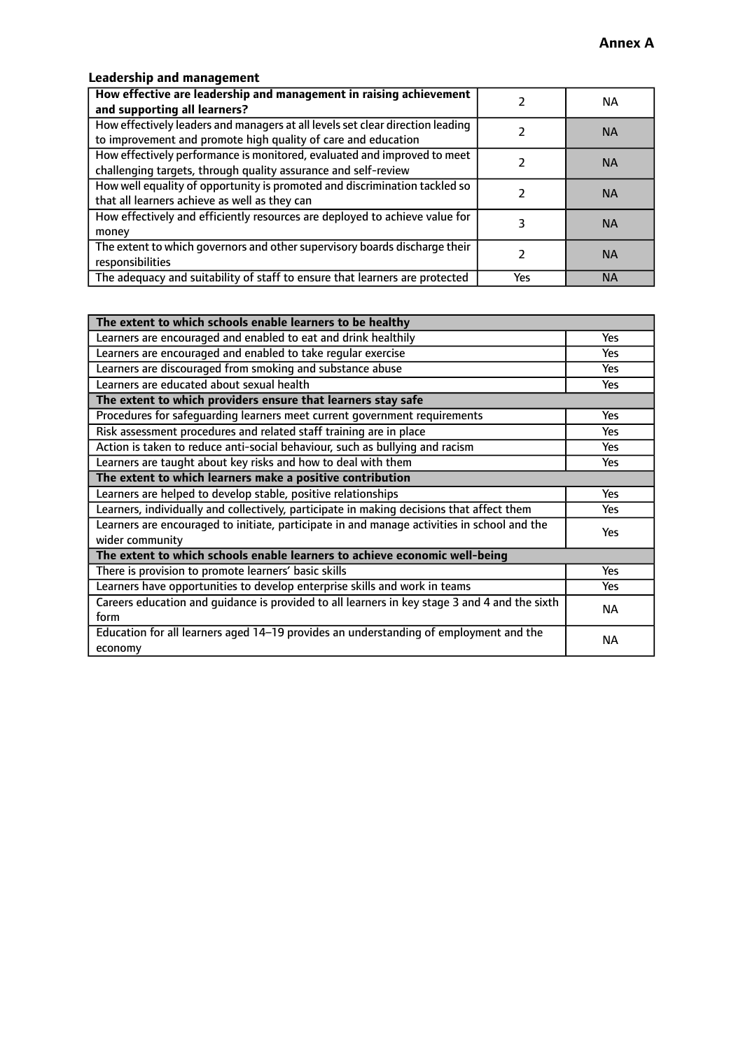**Annex A**

### Leadership and management

| How effective are leadership and management in raising achievement and supporting all learners? | 2 | NA |
|---|---|---|
| How effectively leaders and managers at all levels set clear direction leading to improvement and promote high quality of care and education | 2 | NA |
| How effectively performance is monitored, evaluated and improved to meet challenging targets, through quality assurance and self-review | 2 | NA |
| How well equality of opportunity is promoted and discrimination tackled so that all learners achieve as well as they can | 2 | NA |
| How effectively and efficiently resources are deployed to achieve value for money | 3 | NA |
| The extent to which governors and other supervisory boards discharge their responsibilities | 2 | NA |
| The adequacy and suitability of staff to ensure that learners are protected | Yes | NA |

| **The extent to which schools enable learners to be healthy** | |
|---|---|
| Learners are encouraged and enabled to eat and drink healthily | Yes |
| Learners are encouraged and enabled to take regular exercise | Yes |
| Learners are discouraged from smoking and substance abuse | Yes |
| Learners are educated about sexual health | Yes |
| **The extent to which providers ensure that learners stay safe** | |
| Procedures for safeguarding learners meet current government requirements | Yes |
| Risk assessment procedures and related staff training are in place | Yes |
| Action is taken to reduce anti-social behaviour, such as bullying and racism | Yes |
| Learners are taught about key risks and how to deal with them | Yes |
| **The extent to which learners make a positive contribution** | |
| Learners are helped to develop stable, positive relationships | Yes |
| Learners, individually and collectively, participate in making decisions that affect them | Yes |
| Learners are encouraged to initiate, participate in and manage activities in school and the wider community | Yes |
| **The extent to which schools enable learners to achieve economic well-being** | |
| There is provision to promote learners' basic skills | Yes |
| Learners have opportunities to develop enterprise skills and work in teams | Yes |
| Careers education and guidance is provided to all learners in key stage 3 and 4 and the sixth form | NA |
| Education for all learners aged 14–19 provides an understanding of employment and the economy | NA |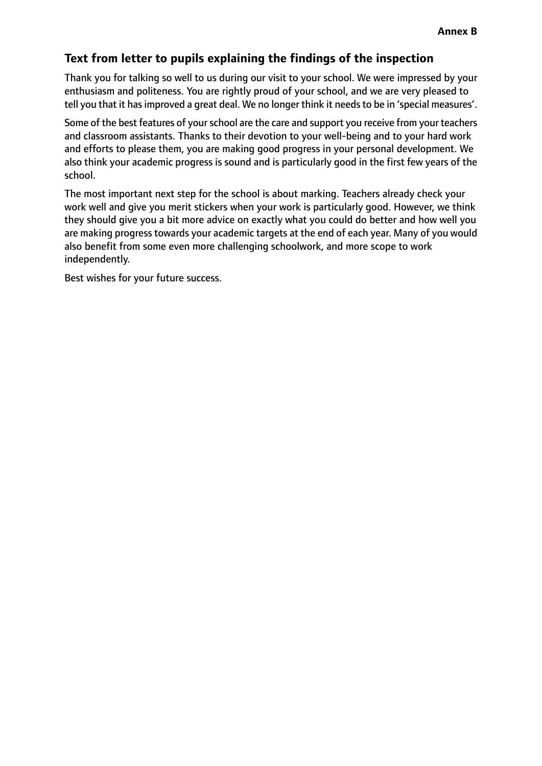Annex B

## Text from letter to pupils explaining the findings of the inspection

Thank you for talking so well to us during our visit to your school. We were impressed by your enthusiasm and politeness. You are rightly proud of your school, and we are very pleased to tell you that it has improved a great deal. We no longer think it needs to be in 'special measures'.

Some of the best features of your school are the care and support you receive from your teachers and classroom assistants. Thanks to their devotion to your well-being and to your hard work and efforts to please them, you are making good progress in your personal development. We also think your academic progress is sound and is particularly good in the first few years of the school.

The most important next step for the school is about marking. Teachers already check your work well and give you merit stickers when your work is particularly good. However, we think they should give you a bit more advice on exactly what you could do better and how well you are making progress towards your academic targets at the end of each year. Many of you would also benefit from some even more challenging schoolwork, and more scope to work independently.

Best wishes for your future success.